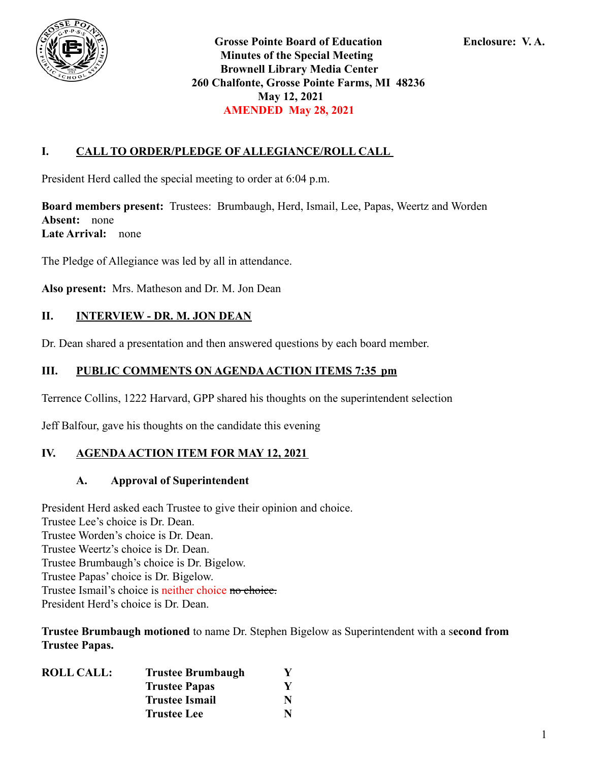**Grosse Pointe Board of Education** **Enclosure: V. A.**
**Minutes of the Special Meeting**
**Brownell Library Media Center**
**260 Chalfonte, Grosse Pointe Farms, MI 48236**
**May 12, 2021**
**AMENDED May 28, 2021**

## I. CALL TO ORDER/PLEDGE OF ALLEGIANCE/ROLL CALL

President Herd called the special meeting to order at 6:04 p.m.

**Board members present:** Trustees: Brumbaugh, Herd, Ismail, Lee, Papas, Weertz and Worden
**Absent:** none
**Late Arrival:** none

The Pledge of Allegiance was led by all in attendance.

**Also present:** Mrs. Matheson and Dr. M. Jon Dean

## II. INTERVIEW - DR. M. JON DEAN

Dr. Dean shared a presentation and then answered questions by each board member.

## III. PUBLIC COMMENTS ON AGENDA ACTION ITEMS 7:35 pm

Terrence Collins, 1222 Harvard, GPP shared his thoughts on the superintendent selection

Jeff Balfour, gave his thoughts on the candidate this evening

## IV. AGENDA ACTION ITEM FOR MAY 12, 2021

### A. Approval of Superintendent

President Herd asked each Trustee to give their opinion and choice.
Trustee Lee's choice is Dr. Dean.
Trustee Worden's choice is Dr. Dean.
Trustee Weertz's choice is Dr. Dean.
Trustee Brumbaugh's choice is Dr. Bigelow.
Trustee Papas' choice is Dr. Bigelow.
Trustee Ismail's choice is neither choice ~~no choice.~~
President Herd's choice is Dr. Dean.

**Trustee Brumbaugh motioned** to name Dr. Stephen Bigelow as Superintendent with a s**econd from Trustee Papas.**

| ROLL CALL: | | |
|---|---|---|
| | **Trustee Brumbaugh** | **Y** |
| | **Trustee Papas** | **Y** |
| | **Trustee Ismail** | **N** |
| | **Trustee Lee** | **N** |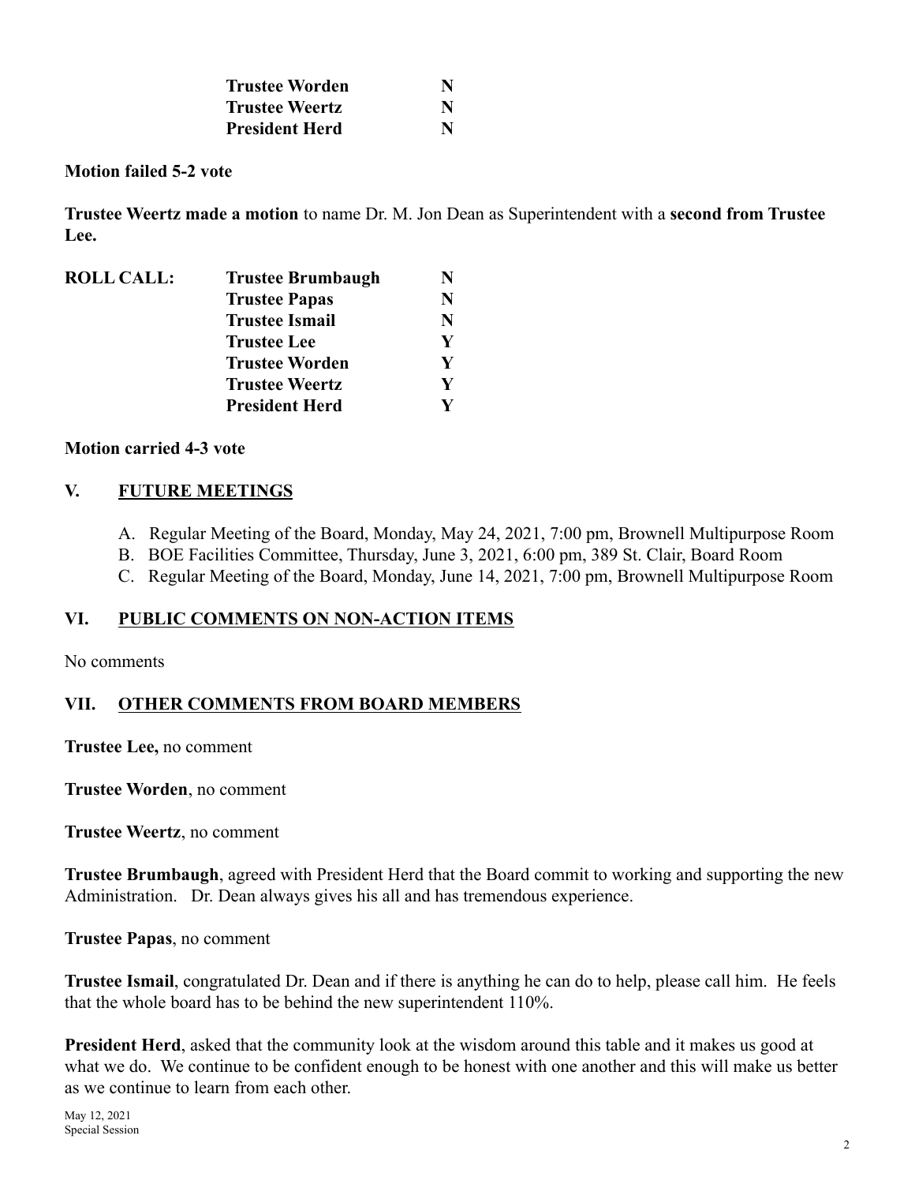| | | |
|---|---|---|
| | **Trustee Worden** | **N** |
| | **Trustee Weertz** | **N** |
| | **President Herd** | **N** |

**Motion failed 5-2 vote**

**Trustee Weertz made a motion** to name Dr. M. Jon Dean as Superintendent with a **second from Trustee Lee.**

| | | |
|---|---|---|
| **ROLL CALL:** | **Trustee Brumbaugh** | **N** |
| | **Trustee Papas** | **N** |
| | **Trustee Ismail** | **N** |
| | **Trustee Lee** | **Y** |
| | **Trustee Worden** | **Y** |
| | **Trustee Weertz** | **Y** |
| | **President Herd** | **Y** |

**Motion carried 4-3 vote**

## V. FUTURE MEETINGS

A. Regular Meeting of the Board, Monday, May 24, 2021, 7:00 pm, Brownell Multipurpose Room
B. BOE Facilities Committee, Thursday, June 3, 2021, 6:00 pm, 389 St. Clair, Board Room
C. Regular Meeting of the Board, Monday, June 14, 2021, 7:00 pm, Brownell Multipurpose Room

## VI. PUBLIC COMMENTS ON NON-ACTION ITEMS

No comments

## VII. OTHER COMMENTS FROM BOARD MEMBERS

**Trustee Lee,** no comment

**Trustee Worden**, no comment

**Trustee Weertz**, no comment

**Trustee Brumbaugh**, agreed with President Herd that the Board commit to working and supporting the new Administration. Dr. Dean always gives his all and has tremendous experience.

**Trustee Papas**, no comment

**Trustee Ismail**, congratulated Dr. Dean and if there is anything he can do to help, please call him. He feels that the whole board has to be behind the new superintendent 110%.

**President Herd**, asked that the community look at the wisdom around this table and it makes us good at what we do. We continue to be confident enough to be honest with one another and this will make us better as we continue to learn from each other.

May 12, 2021
Special Session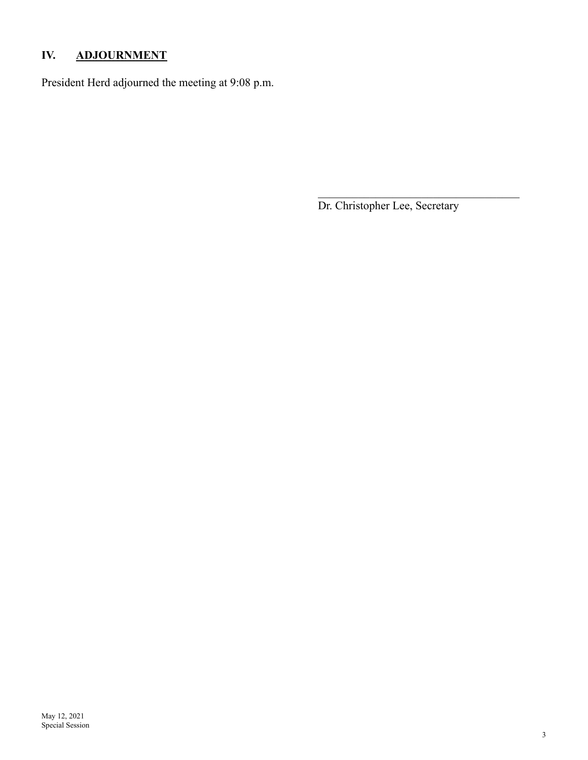## IV. ADJOURNMENT

President Herd adjourned the meeting at 9:08 p.m.

\_\_\_\_\_\_\_\_\_\_\_\_\_\_\_\_\_\_\_\_\_\_\_\_\_\_\_\_\_\_\_\_\_\_\_\_

Dr. Christopher Lee, Secretary